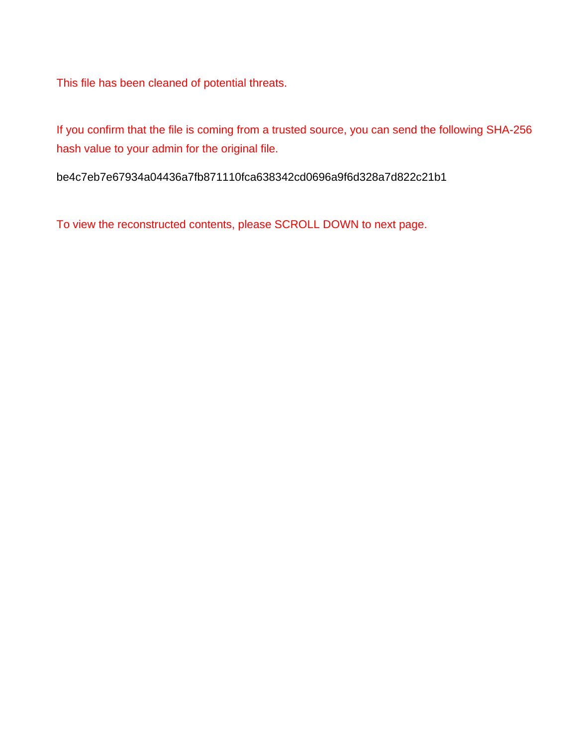This file has been cleaned of potential threats.

If you confirm that the file is coming from a trusted source, you can send the following SHA-256 hash value to your admin for the original file.

be4c7eb7e67934a04436a7fb871110fca638342cd0696a9f6d328a7d822c21b1

To view the reconstructed contents, please SCROLL DOWN to next page.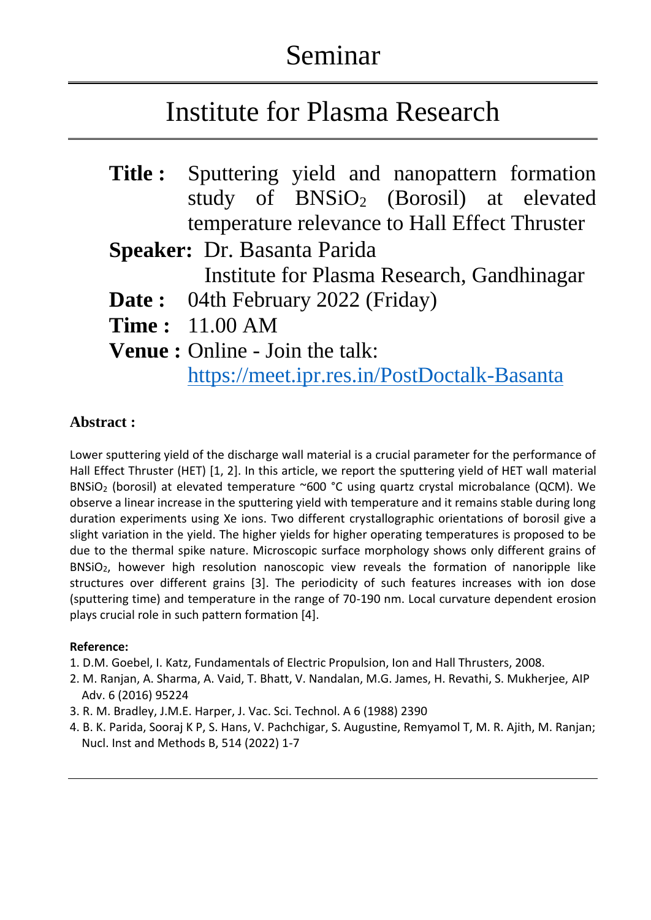# Seminar

## Institute for Plasma Research

**Title :** Sputtering yield and nanopattern formation study of $BNSiO_2$ (Borosil) at elevated temperature relevance to Hall Effect Thruster

**Speaker:** Dr. Basanta Parida
Institute for Plasma Research, Gandhinagar

**Date :** 04th February 2022 (Friday)

**Time :** 11.00 AM

**Venue :** Online - Join the talk:
https://meet.ipr.res.in/PostDoctalk-Basanta

### Abstract :

Lower sputtering yield of the discharge wall material is a crucial parameter for the performance of Hall Effect Thruster (HET) [1, 2]. In this article, we report the sputtering yield of HET wall material $BNSiO_2$ (borosil) at elevated temperature ~600 °C using quartz crystal microbalance (QCM). We observe a linear increase in the sputtering yield with temperature and it remains stable during long duration experiments using Xe ions. Two different crystallographic orientations of borosil give a slight variation in the yield. The higher yields for higher operating temperatures is proposed to be due to the thermal spike nature. Microscopic surface morphology shows only different grains of $BNSiO_2$, however high resolution nanoscopic view reveals the formation of nanoripple like structures over different grains [3]. The periodicity of such features increases with ion dose (sputtering time) and temperature in the range of 70-190 nm. Local curvature dependent erosion plays crucial role in such pattern formation [4].

**Reference:**

1. D.M. Goebel, I. Katz, Fundamentals of Electric Propulsion, Ion and Hall Thrusters, 2008.
2. M. Ranjan, A. Sharma, A. Vaid, T. Bhatt, V. Nandalan, M.G. James, H. Revathi, S. Mukherjee, AIP Adv. 6 (2016) 95224
3. R. M. Bradley, J.M.E. Harper, J. Vac. Sci. Technol. A 6 (1988) 2390
4. B. K. Parida, Sooraj K P, S. Hans, V. Pachchigar, S. Augustine, Remyamol T, M. R. Ajith, M. Ranjan; Nucl. Inst and Methods B, 514 (2022) 1-7